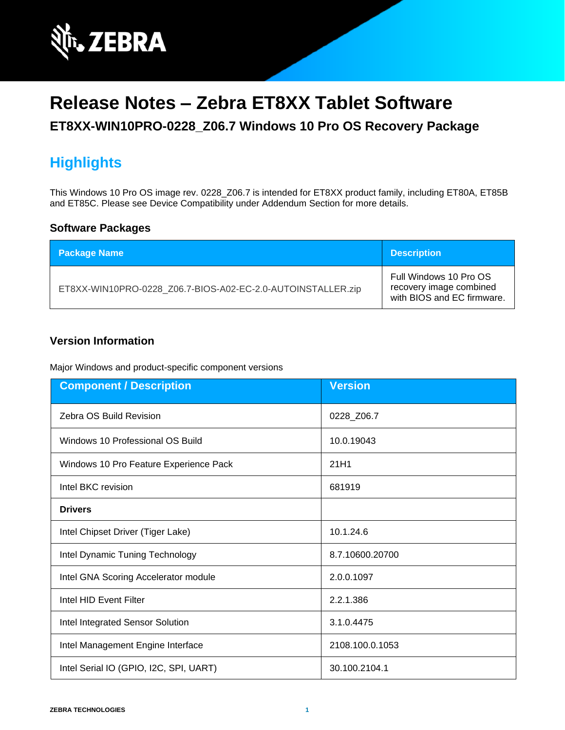# Release Notes – Zebra ET8XX Tablet Software

### ET8XX-WIN10PRO-0228_Z06.7 Windows 10 Pro OS Recovery Package

## Highlights

This Windows 10 Pro OS image rev. 0228_Z06.7 is intended for ET8XX product family, including ET80A, ET85B and ET85C. Please see Device Compatibility under Addendum Section for more details.

### Software Packages

| Package Name | Description |
|---|---|
| ET8XX-WIN10PRO-0228_Z06.7-BIOS-A02-EC-2.0-AUTOINSTALLER.zip | Full Windows 10 Pro OS recovery image combined with BIOS and EC firmware. |

### Version Information

Major Windows and product-specific component versions

| Component / Description | Version |
|---|---|
| Zebra OS Build Revision | 0228_Z06.7 |
| Windows 10 Professional OS Build | 10.0.19043 |
| Windows 10 Pro Feature Experience Pack | 21H1 |
| Intel BKC revision | 681919 |
| **Drivers** | |
| Intel Chipset Driver (Tiger Lake) | 10.1.24.6 |
| Intel Dynamic Tuning Technology | 8.7.10600.20700 |
| Intel GNA Scoring Accelerator module | 2.0.0.1097 |
| Intel HID Event Filter | 2.2.1.386 |
| Intel Integrated Sensor Solution | 3.1.0.4475 |
| Intel Management Engine Interface | 2108.100.0.1053 |
| Intel Serial IO (GPIO, I2C, SPI, UART) | 30.100.2104.1 |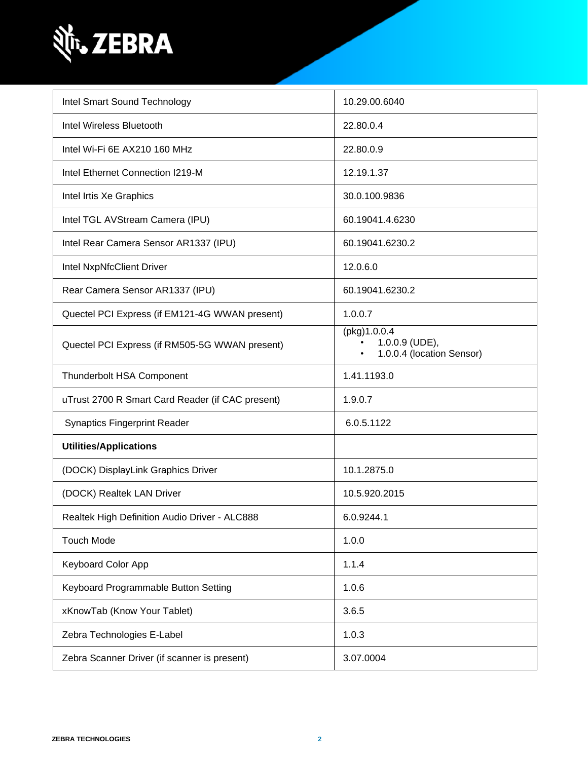| | |
|---|---|
| Intel Smart Sound Technology | 10.29.00.6040 |
| Intel Wireless Bluetooth | 22.80.0.4 |
| Intel Wi-Fi 6E AX210 160 MHz | 22.80.0.9 |
| Intel Ethernet Connection I219-M | 12.19.1.37 |
| Intel Irtis Xe Graphics | 30.0.100.9836 |
| Intel TGL AVStream Camera (IPU) | 60.19041.4.6230 |
| Intel Rear Camera Sensor AR1337 (IPU) | 60.19041.6230.2 |
| Intel NxpNfcClient Driver | 12.0.6.0 |
| Rear Camera Sensor AR1337 (IPU) | 60.19041.6230.2 |
| Quectel PCI Express (if EM121-4G WWAN present) | 1.0.0.7 |
| Quectel PCI Express (if RM505-5G WWAN present) | (pkg)1.0.0.4<br>• 1.0.0.9 (UDE),<br>• 1.0.0.4 (location Sensor) |
| Thunderbolt HSA Component | 1.41.1193.0 |
| uTrust 2700 R Smart Card Reader (if CAC present) | 1.9.0.7 |
| Synaptics Fingerprint Reader | 6.0.5.1122 |
| **Utilities/Applications** | |
| (DOCK) DisplayLink Graphics Driver | 10.1.2875.0 |
| (DOCK) Realtek LAN Driver | 10.5.920.2015 |
| Realtek High Definition Audio Driver - ALC888 | 6.0.9244.1 |
| Touch Mode | 1.0.0 |
| Keyboard Color App | 1.1.4 |
| Keyboard Programmable Button Setting | 1.0.6 |
| xKnowTab (Know Your Tablet) | 3.6.5 |
| Zebra Technologies E-Label | 1.0.3 |
| Zebra Scanner Driver (if scanner is present) | 3.07.0004 |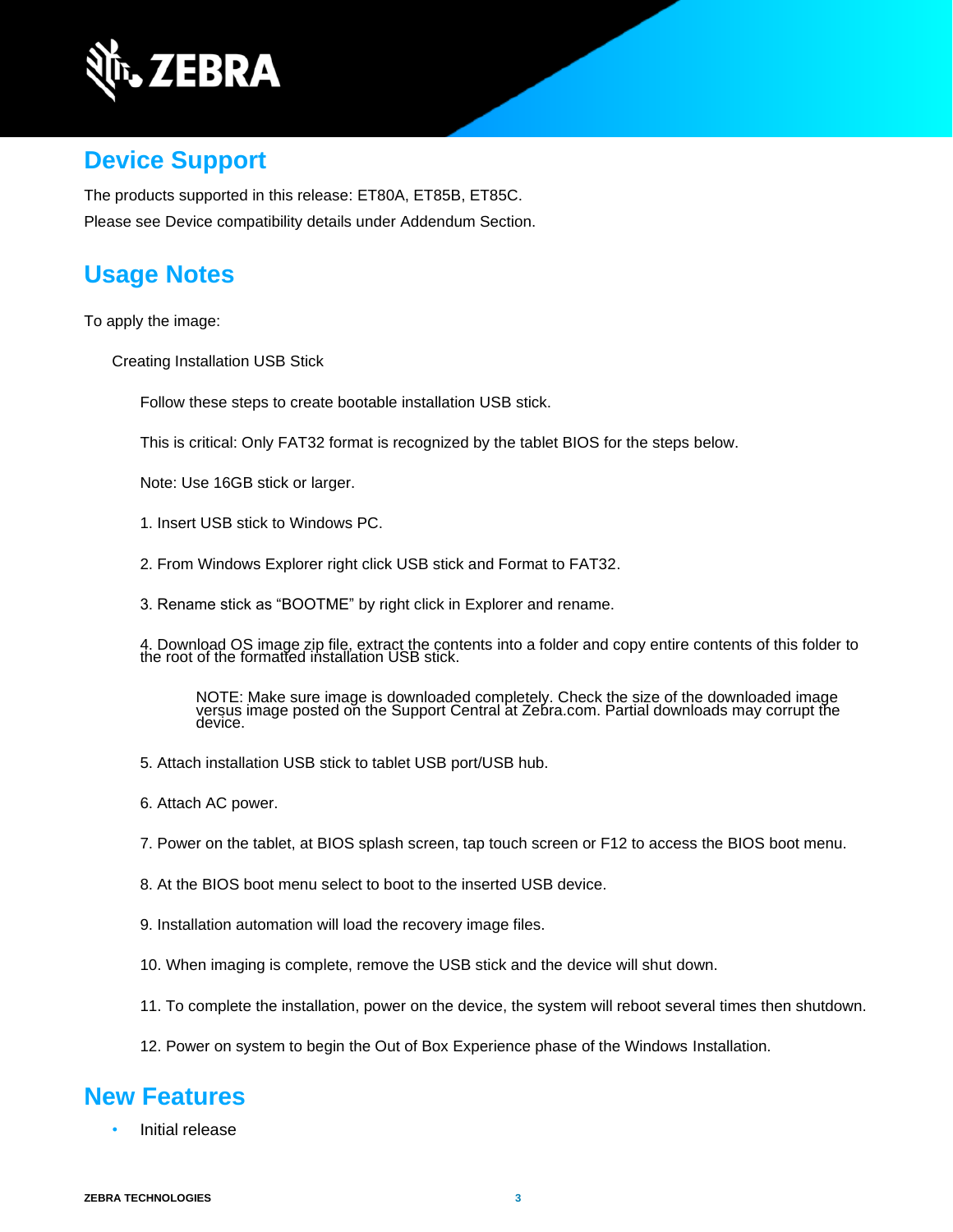## Device Support

The products supported in this release: ET80A, ET85B, ET85C.

Please see Device compatibility details under Addendum Section.

## Usage Notes

To apply the image:

Creating Installation USB Stick

Follow these steps to create bootable installation USB stick.

This is critical: Only FAT32 format is recognized by the tablet BIOS for the steps below.

Note: Use 16GB stick or larger.

1. Insert USB stick to Windows PC.

2. From Windows Explorer right click USB stick and Format to FAT32.

3. Rename stick as “BOOTME” by right click in Explorer and rename.

4. Download OS image zip file, extract the contents into a folder and copy entire contents of this folder to the root of the formatted installation USB stick.

   NOTE: Make sure image is downloaded completely. Check the size of the downloaded image versus image posted on the Support Central at Zebra.com. Partial downloads may corrupt the device.

5. Attach installation USB stick to tablet USB port/USB hub.

6. Attach AC power.

7. Power on the tablet, at BIOS splash screen, tap touch screen or F12 to access the BIOS boot menu.

8. At the BIOS boot menu select to boot to the inserted USB device.

9. Installation automation will load the recovery image files.

10. When imaging is complete, remove the USB stick and the device will shut down.

11. To complete the installation, power on the device, the system will reboot several times then shutdown.

12. Power on system to begin the Out of Box Experience phase of the Windows Installation.

## New Features

- Initial release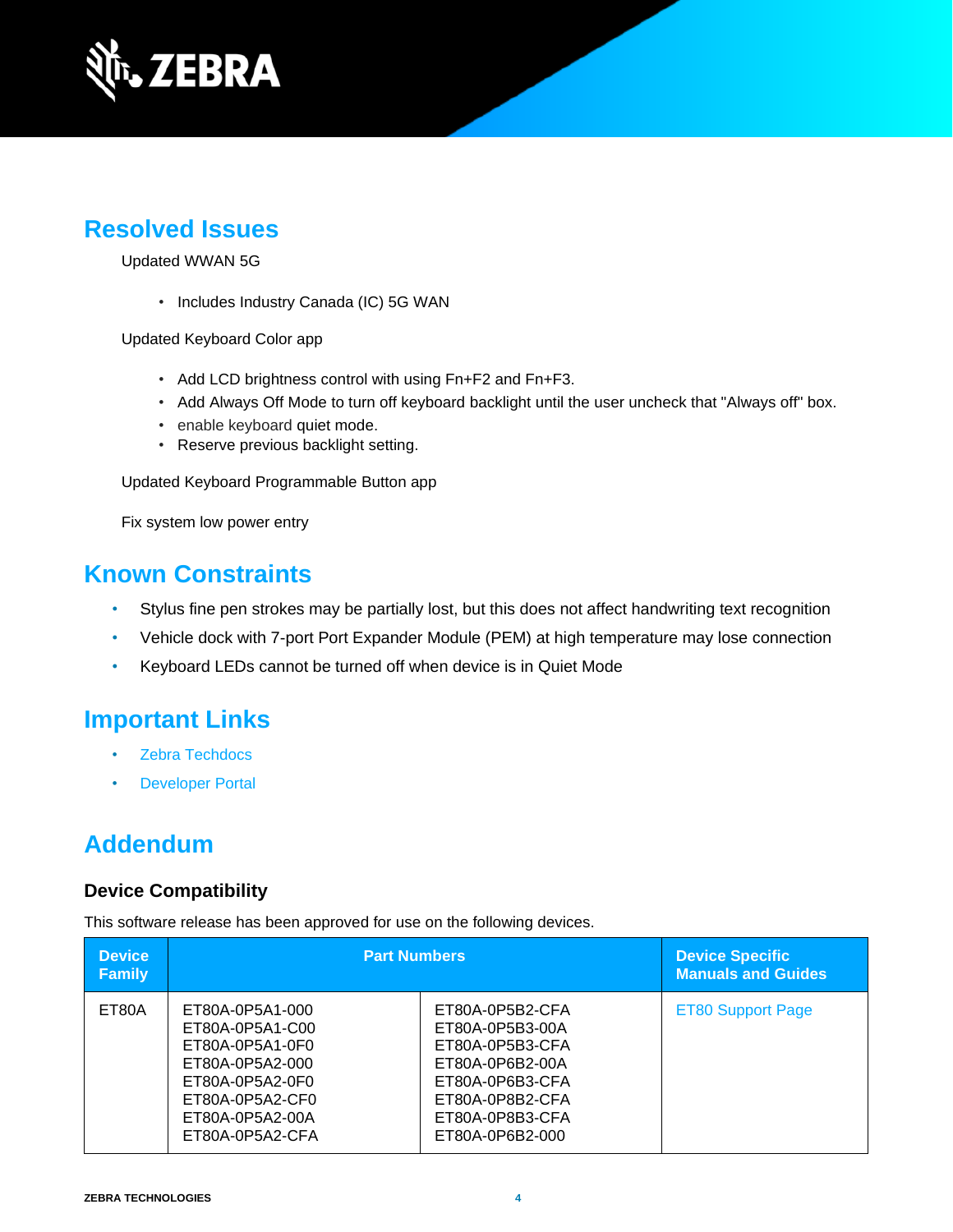## Resolved Issues

Updated WWAN 5G

- Includes Industry Canada (IC) 5G WAN

Updated Keyboard Color app

- Add LCD brightness control with using Fn+F2 and Fn+F3.
- Add Always Off Mode to turn off keyboard backlight until the user uncheck that "Always off" box.
- enable keyboard quiet mode.
- Reserve previous backlight setting.

Updated Keyboard Programmable Button app

Fix system low power entry

## Known Constraints

- Stylus fine pen strokes may be partially lost, but this does not affect handwriting text recognition
- Vehicle dock with 7-port Port Expander Module (PEM) at high temperature may lose connection
- Keyboard LEDs cannot be turned off when device is in Quiet Mode

## Important Links

- Zebra Techdocs
- Developer Portal

## Addendum

### Device Compatibility

This software release has been approved for use on the following devices.

| Device Family | Part Numbers | | Device Specific Manuals and Guides |
|---|---|---|---|
| ET80A | ET80A-0P5A1-000<br>ET80A-0P5A1-C00<br>ET80A-0P5A1-0F0<br>ET80A-0P5A2-000<br>ET80A-0P5A2-0F0<br>ET80A-0P5A2-CF0<br>ET80A-0P5A2-00A<br>ET80A-0P5A2-CFA | ET80A-0P5B2-CFA<br>ET80A-0P5B3-00A<br>ET80A-0P5B3-CFA<br>ET80A-0P6B2-00A<br>ET80A-0P6B3-CFA<br>ET80A-0P8B2-CFA<br>ET80A-0P8B3-CFA<br>ET80A-0P6B2-000 | ET80 Support Page |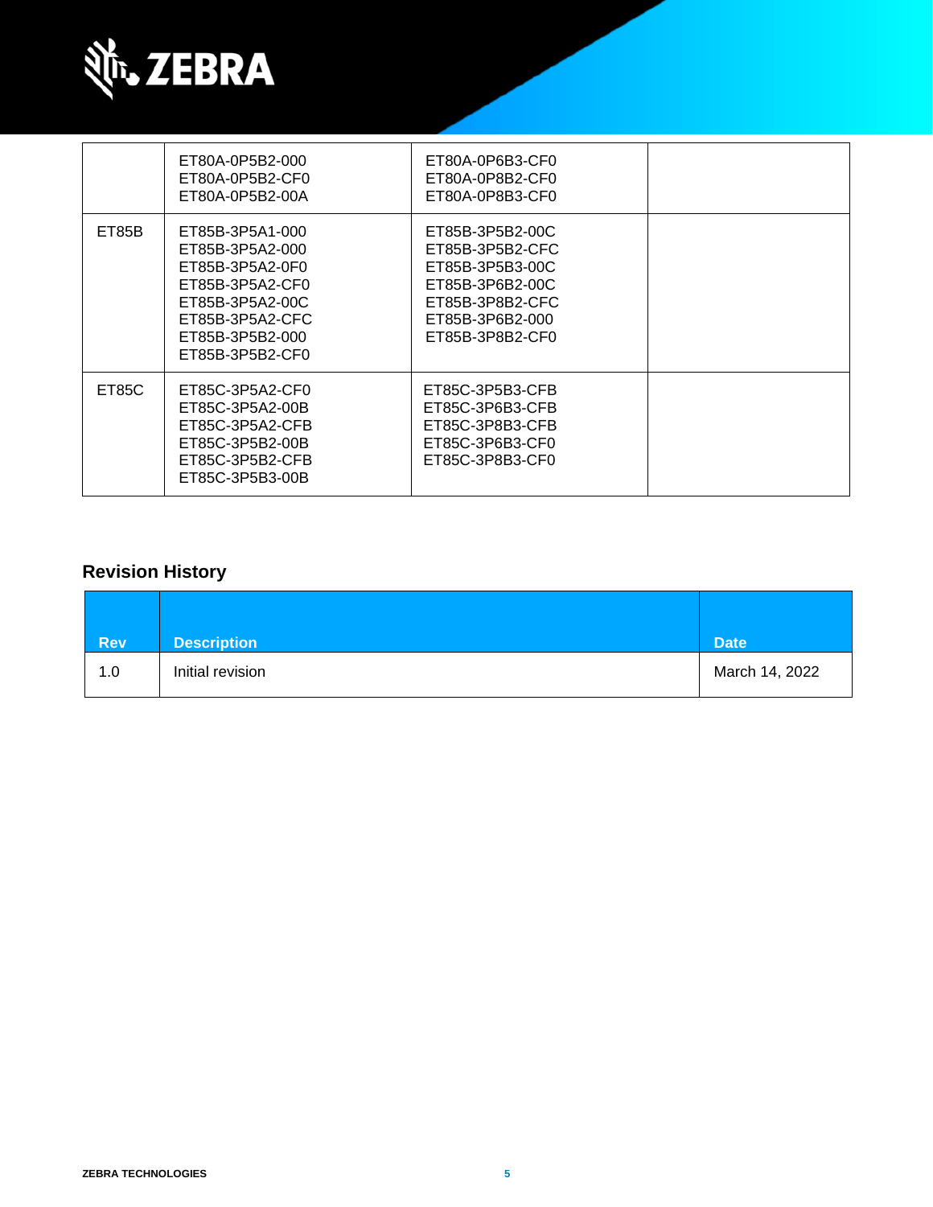| | | | |
|---|---|---|---|
| | ET80A-0P5B2-000<br>ET80A-0P5B2-CF0<br>ET80A-0P5B2-00A | ET80A-0P6B3-CF0<br>ET80A-0P8B2-CF0<br>ET80A-0P8B3-CF0 | |
| ET85B | ET85B-3P5A1-000<br>ET85B-3P5A2-000<br>ET85B-3P5A2-0F0<br>ET85B-3P5A2-CF0<br>ET85B-3P5A2-00C<br>ET85B-3P5A2-CFC<br>ET85B-3P5B2-000<br>ET85B-3P5B2-CF0 | ET85B-3P5B2-00C<br>ET85B-3P5B2-CFC<br>ET85B-3P5B3-00C<br>ET85B-3P6B2-00C<br>ET85B-3P8B2-CFC<br>ET85B-3P6B2-000<br>ET85B-3P8B2-CF0 | |
| ET85C | ET85C-3P5A2-CF0<br>ET85C-3P5A2-00B<br>ET85C-3P5A2-CFB<br>ET85C-3P5B2-00B<br>ET85C-3P5B2-CFB<br>ET85C-3P5B3-00B | ET85C-3P5B3-CFB<br>ET85C-3P6B3-CFB<br>ET85C-3P8B3-CFB<br>ET85C-3P6B3-CF0<br>ET85C-3P8B3-CF0 | |

## Revision History

| Rev | Description | Date |
|---|---|---|
| 1.0 | Initial revision | March 14, 2022 |